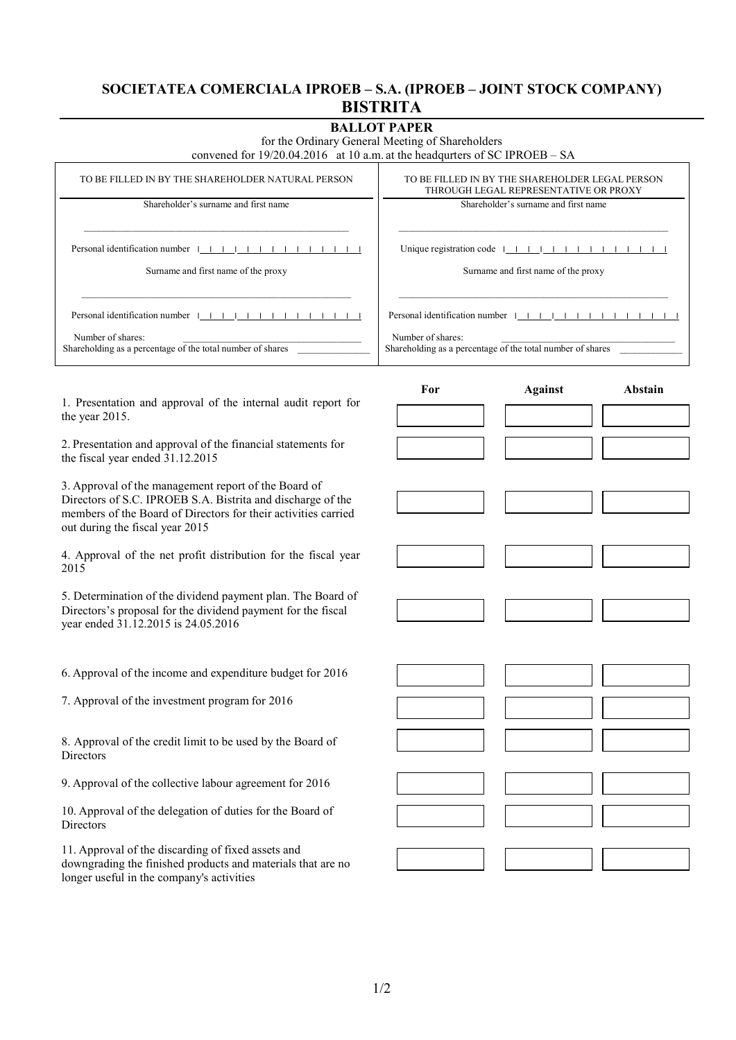# SOCIETATEA COMERCIALA IPROEB – S.A. (IPROEB – JOINT STOCK COMPANY)
# BISTRITA

## BALLOT PAPER

for the Ordinary General Meeting of Shareholders
convened for 19/20.04.2016 at 10 a.m. at the headqurters of SC IPROEB – SA

| TO BE FILLED IN BY THE SHAREHOLDER NATURAL PERSON | TO BE FILLED IN BY THE SHAREHOLDER LEGAL PERSON THROUGH LEGAL REPRESENTATIVE OR PROXY |
|---|---|
| Shareholder's surname and first name | Shareholder's surname and first name |
| ______________________________ | ______________________________ |
| Personal identification number \|_\|_\|_\|_\|_\|_\|_\|_\|_\|_\|_\|_\|_\| | Unique registration code \|_\|_\|_\|_\|_\|_\|_\|_\|_\|_\|_\|_\|_\| |
| Surname and first name of the proxy | Surname and first name of the proxy |
| ______________________________ | ______________________________ |
| Personal identification number \|_\|_\|_\|_\|_\|_\|_\|_\|_\|_\|_\|_\|_\| | Personal identification number \|_\|_\|_\|_\|_\|_\|_\|_\|_\|_\|_\|_\|_\| |
| Number of shares: ______________ | Number of shares: ______________ |
| Shareholding as a percentage of the total number of shares ________ | Shareholding as a percentage of the total number of shares ________ |

| | For | Against | Abstain |
|---|---|---|---|
| 1. Presentation and approval of the internal audit report for the year 2015. | | | |
| 2. Presentation and approval of the financial statements for the fiscal year ended 31.12.2015 | | | |
| 3. Approval of the management report of the Board of Directors of S.C. IPROEB S.A. Bistrita and discharge of the members of the Board of Directors for their activities carried out during the fiscal year 2015 | | | |
| 4. Approval of the net profit distribution for the fiscal year 2015 | | | |
| 5. Determination of the dividend payment plan. The Board of Directors's proposal for the dividend payment for the fiscal year ended 31.12.2015 is 24.05.2016 | | | |
| 6. Approval of the income and expenditure budget for 2016 | | | |
| 7. Approval of the investment program for 2016 | | | |
| 8. Approval of the credit limit to be used by the Board of Directors | | | |
| 9. Approval of the collective labour agreement for 2016 | | | |
| 10. Approval of the delegation of duties for the Board of Directors | | | |
| 11. Approval of the discarding of fixed assets and downgrading the finished products and materials that are no longer useful in the company's activities | | | |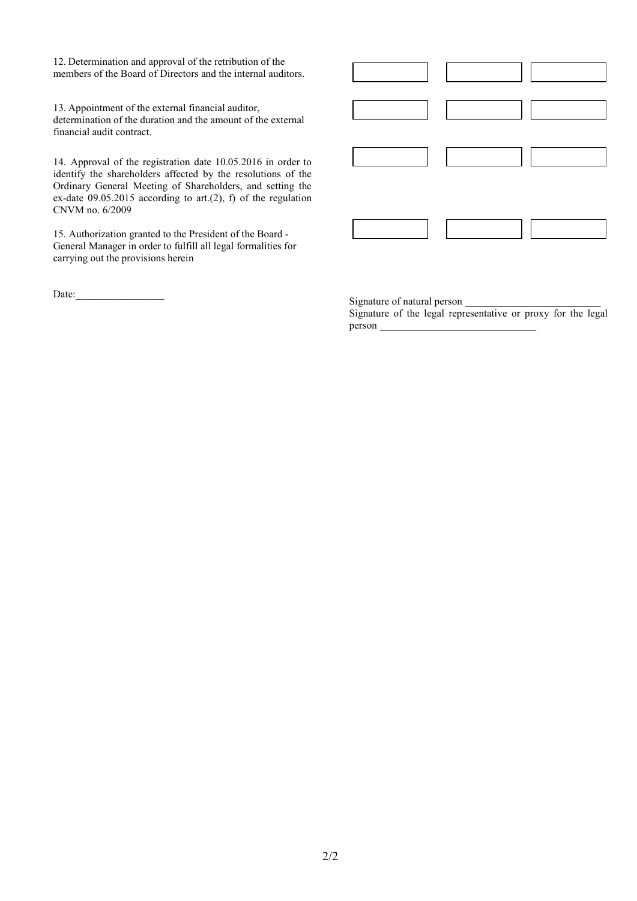12. Determination and approval of the retribution of the members of the Board of Directors and the internal auditors.

13. Appointment of the external financial auditor, determination of the duration and the amount of the external financial audit contract.

14. Approval of the registration date 10.05.2016 in order to identify the shareholders affected by the resolutions of the Ordinary General Meeting of Shareholders, and setting the ex-date 09.05.2015 according to art.(2), f) of the regulation CNVM no. 6/2009

15. Authorization granted to the President of the Board - General Manager in order to fulfill all legal formalities for carrying out the provisions herein

Date:_________________

Signature of natural person __________________________

Signature of the legal representative or proxy for the legal person ______________________________